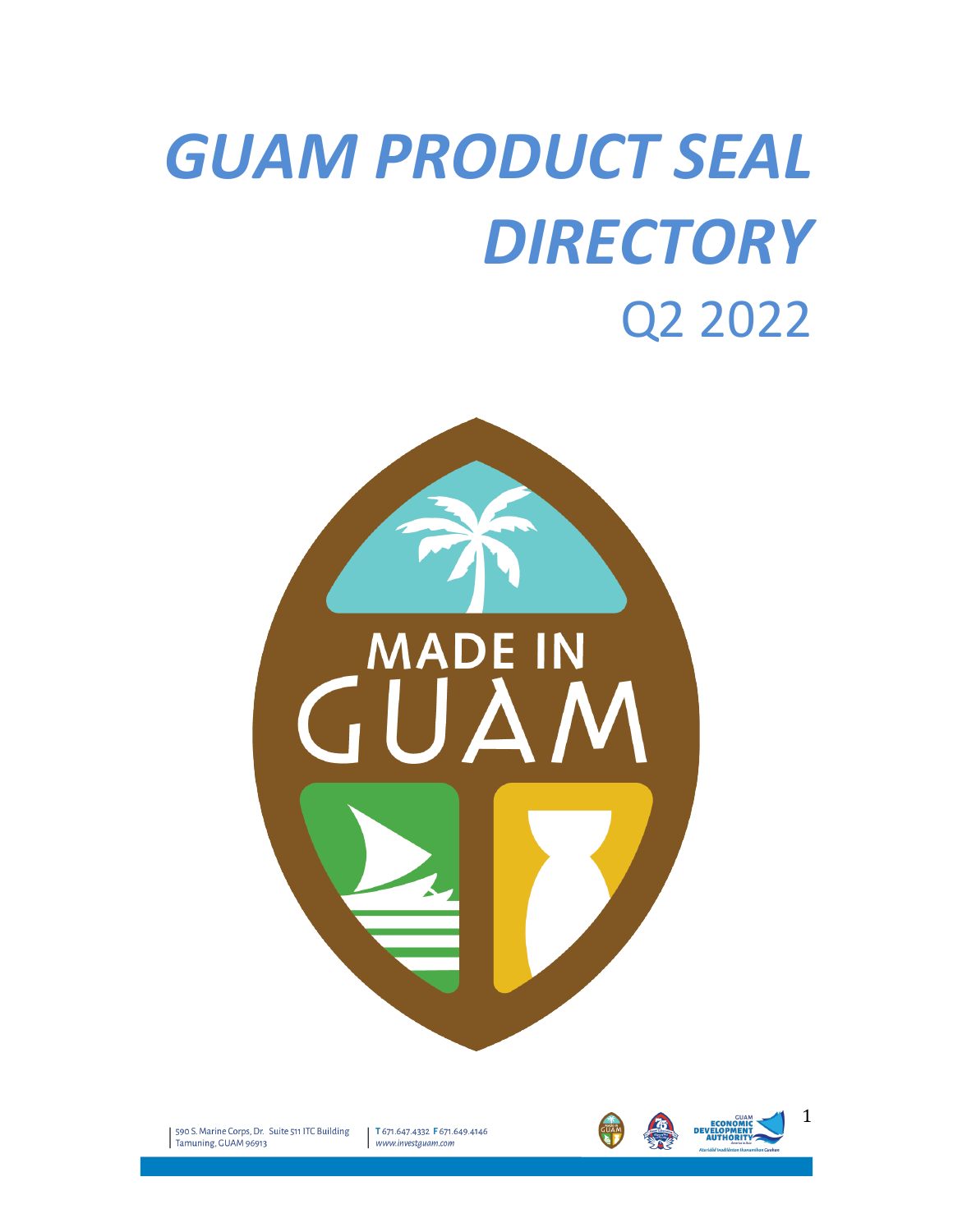# *GUAM PRODUCT SEAL DIRECTORY*

Q2 2022

590 S. Marine Corps, Dr. Suite 511 ITC Building
Tamuning, GUAM 96913

T 671.647.4332 F 671.649.4146
www.investguam.com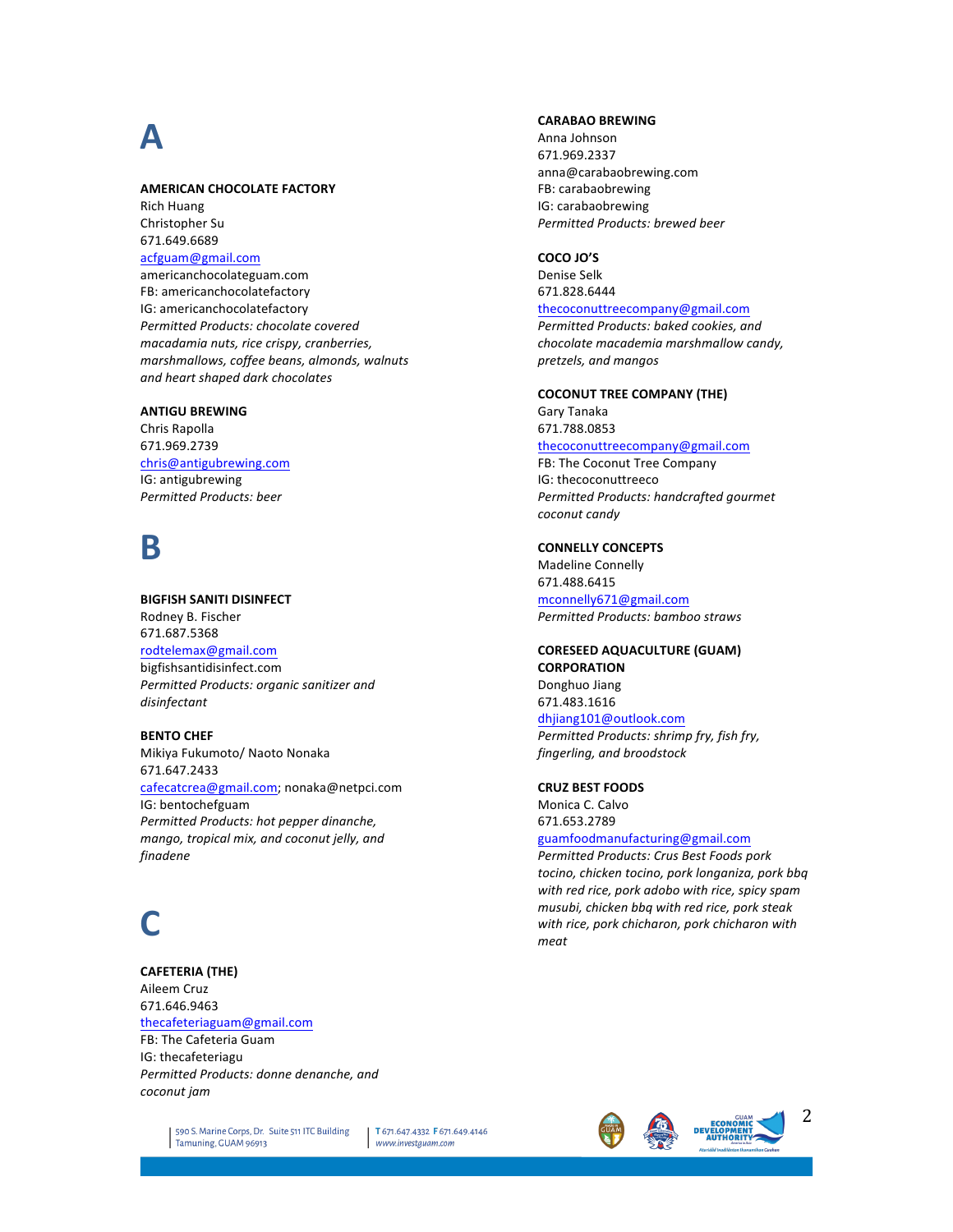# A

**AMERICAN CHOCOLATE FACTORY**
Rich Huang
Christopher Su
671.649.6689
acfguam@gmail.com
americanchocolateguam.com
FB: americanchocolatefactory
IG: americanchocolatefactory
*Permitted Products: chocolate covered macadamia nuts, rice crispy, cranberries, marshmallows, coffee beans, almonds, walnuts and heart shaped dark chocolates*

**ANTIGU BREWING**
Chris Rapolla
671.969.2739
chris@antigubrewing.com
IG: antigubrewing
*Permitted Products: beer*

# B

**BIGFISH SANITI DISINFECT**
Rodney B. Fischer
671.687.5368
rodtelemax@gmail.com
bigfishsantidisinfect.com
*Permitted Products: organic sanitizer and disinfectant*

**BENTO CHEF**
Mikiya Fukumoto/ Naoto Nonaka
671.647.2433
cafecatcrea@gmail.com; nonaka@netpci.com
IG: bentochefguam
*Permitted Products: hot pepper dinanche, mango, tropical mix, and coconut jelly, and finadene*

# C

**CAFETERIA (THE)**
Aileem Cruz
671.646.9463
thecafeteriaguam@gmail.com
FB: The Cafeteria Guam
IG: thecafeteriagu
*Permitted Products: donne denanche, and coconut jam*

**CARABAO BREWING**
Anna Johnson
671.969.2337
anna@carabaobrewing.com
FB: carabaobrewing
IG: carabaobrewing
*Permitted Products: brewed beer*

**COCO JO'S**
Denise Selk
671.828.6444
thecoconuttreecompany@gmail.com
*Permitted Products: baked cookies, and chocolate macademia marshmallow candy, pretzels, and mangos*

**COCONUT TREE COMPANY (THE)**
Gary Tanaka
671.788.0853
thecoconuttreecompany@gmail.com
FB: The Coconut Tree Company
IG: thecoconuttreeco
*Permitted Products: handcrafted gourmet coconut candy*

**CONNELLY CONCEPTS**
Madeline Connelly
671.488.6415
mconnelly671@gmail.com
*Permitted Products: bamboo straws*

**CORESEED AQUACULTURE (GUAM) CORPORATION**
Donghuo Jiang
671.483.1616
dhjiang101@outlook.com
*Permitted Products: shrimp fry, fish fry, fingerling, and broodstock*

**CRUZ BEST FOODS**
Monica C. Calvo
671.653.2789
guamfoodmanufacturing@gmail.com
*Permitted Products: Crus Best Foods pork tocino, chicken tocino, pork longaniza, pork bbq with red rice, pork adobo with rice, spicy spam musubi, chicken bbq with red rice, pork steak with rice, pork chicharon, pork chicharon with meat*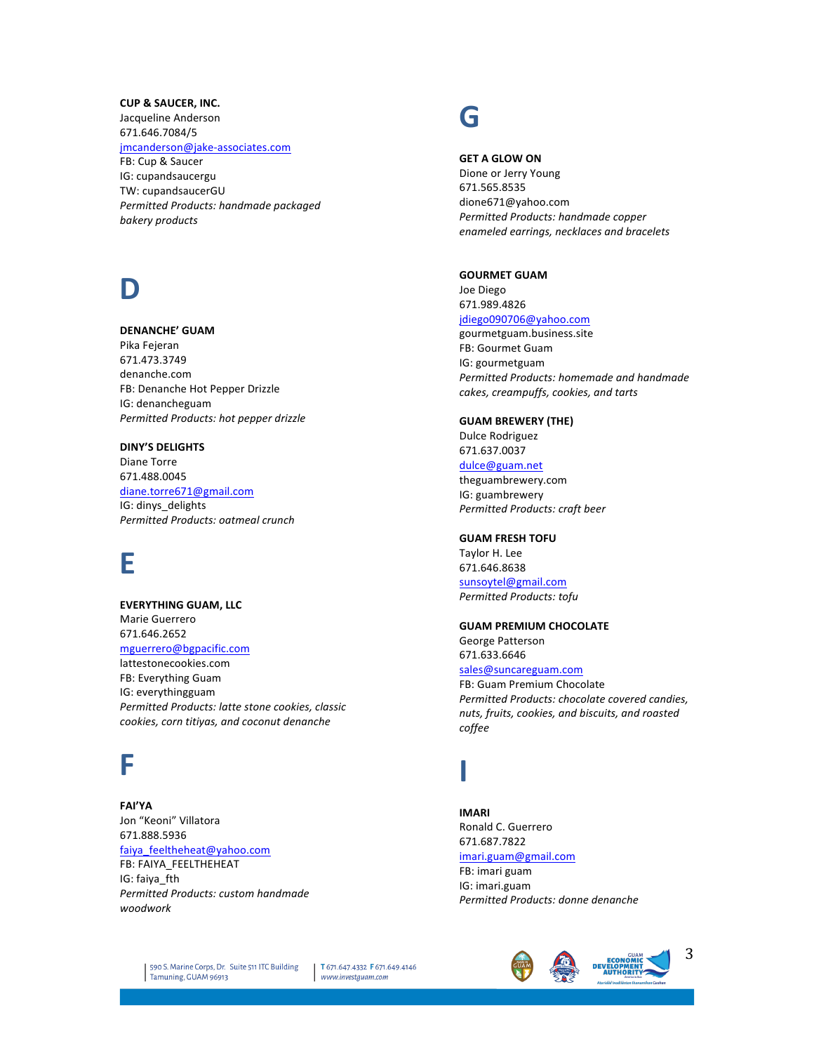**CUP & SAUCER, INC.**
Jacqueline Anderson
671.646.7084/5
jmcanderson@jake-associates.com
FB: Cup & Saucer
IG: cupandsaucergu
TW: cupandsaucerGU
*Permitted Products: handmade packaged bakery products*

# D

**DENANCHE' GUAM**
Pika Fejeran
671.473.3749
denanche.com
FB: Denanche Hot Pepper Drizzle
IG: denancheguam
*Permitted Products: hot pepper drizzle*

**DINY'S DELIGHTS**
Diane Torre
671.488.0045
diane.torre671@gmail.com
IG: dinys_delights
*Permitted Products: oatmeal crunch*

# E

**EVERYTHING GUAM, LLC**
Marie Guerrero
671.646.2652
mguerrero@bgpacific.com
lattestonecookies.com
FB: Everything Guam
IG: everythingguam
*Permitted Products: latte stone cookies, classic cookies, corn titiyas, and coconut denanche*

# F

**FAI'YA**
Jon "Keoni" Villatora
671.888.5936
faiya_feeltheheat@yahoo.com
FB: FAIYA_FEELTHEHEAT
IG: faiya_fth
*Permitted Products: custom handmade woodwork*

# G

**GET A GLOW ON**
Dione or Jerry Young
671.565.8535
dione671@yahoo.com
*Permitted Products: handmade copper enameled earrings, necklaces and bracelets*

**GOURMET GUAM**
Joe Diego
671.989.4826
jdiego090706@yahoo.com
gourmetguam.business.site
FB: Gourmet Guam
IG: gourmetguam
*Permitted Products: homemade and handmade cakes, creampuffs, cookies, and tarts*

**GUAM BREWERY (THE)**
Dulce Rodriguez
671.637.0037
dulce@guam.net
theguambrewery.com
IG: guambrewery
*Permitted Products: craft beer*

**GUAM FRESH TOFU**
Taylor H. Lee
671.646.8638
sunsoytel@gmail.com
*Permitted Products: tofu*

**GUAM PREMIUM CHOCOLATE**
George Patterson
671.633.6646
sales@suncareguam.com
FB: Guam Premium Chocolate
*Permitted Products: chocolate covered candies, nuts, fruits, cookies, and biscuits, and roasted coffee*

# I

**IMARI**
Ronald C. Guerrero
671.687.7822
imari.guam@gmail.com
FB: imari guam
IG: imari.guam
*Permitted Products: donne denanche*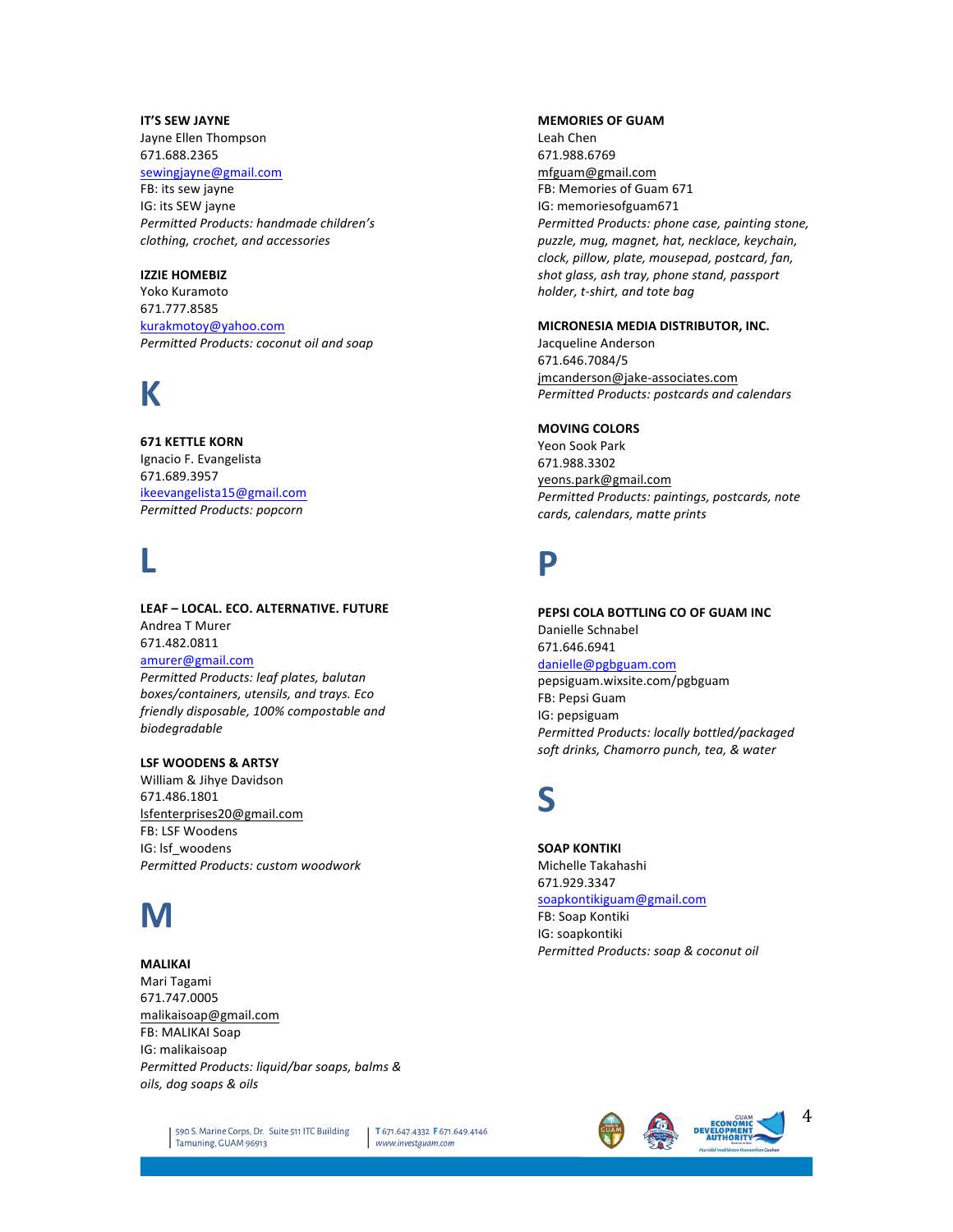**IT'S SEW JAYNE**
Jayne Ellen Thompson
671.688.2365
sewingjayne@gmail.com
FB: its sew jayne
IG: its SEW jayne
*Permitted Products: handmade children's clothing, crochet, and accessories*

**IZZIE HOMEBIZ**
Yoko Kuramoto
671.777.8585
kurakmotoy@yahoo.com
*Permitted Products: coconut oil and soap*

# K

**671 KETTLE KORN**
Ignacio F. Evangelista
671.689.3957
ikeevangelista15@gmail.com
*Permitted Products: popcorn*

# L

**LEAF – LOCAL. ECO. ALTERNATIVE. FUTURE**
Andrea T Murer
671.482.0811
amurer@gmail.com
*Permitted Products: leaf plates, balutan boxes/containers, utensils, and trays. Eco friendly disposable, 100% compostable and biodegradable*

**LSF WOODENS & ARTSY**
William & Jihye Davidson
671.486.1801
lsfenterprises20@gmail.com
FB: LSF Woodens
IG: lsf_woodens
*Permitted Products: custom woodwork*

# M

**MALIKAI**
Mari Tagami
671.747.0005
malikaisoap@gmail.com
FB: MALIKAI Soap
IG: malikaisoap
*Permitted Products: liquid/bar soaps, balms & oils, dog soaps & oils*

**MEMORIES OF GUAM**
Leah Chen
671.988.6769
mfguam@gmail.com
FB: Memories of Guam 671
IG: memoriesofguam671
*Permitted Products: phone case, painting stone, puzzle, mug, magnet, hat, necklace, keychain, clock, pillow, plate, mousepad, postcard, fan, shot glass, ash tray, phone stand, passport holder, t-shirt, and tote bag*

**MICRONESIA MEDIA DISTRIBUTOR, INC.**
Jacqueline Anderson
671.646.7084/5
jmcanderson@jake-associates.com
*Permitted Products: postcards and calendars*

**MOVING COLORS**
Yeon Sook Park
671.988.3302
yeons.park@gmail.com
*Permitted Products: paintings, postcards, note cards, calendars, matte prints*

# P

**PEPSI COLA BOTTLING CO OF GUAM INC**
Danielle Schnabel
671.646.6941
danielle@pgbguam.com
pepsiguam.wixsite.com/pgbguam
FB: Pepsi Guam
IG: pepsiguam
*Permitted Products: locally bottled/packaged soft drinks, Chamorro punch, tea, & water*

# S

**SOAP KONTIKI**
Michelle Takahashi
671.929.3347
soapkontikiguam@gmail.com
FB: Soap Kontiki
IG: soapkontiki
*Permitted Products: soap & coconut oil*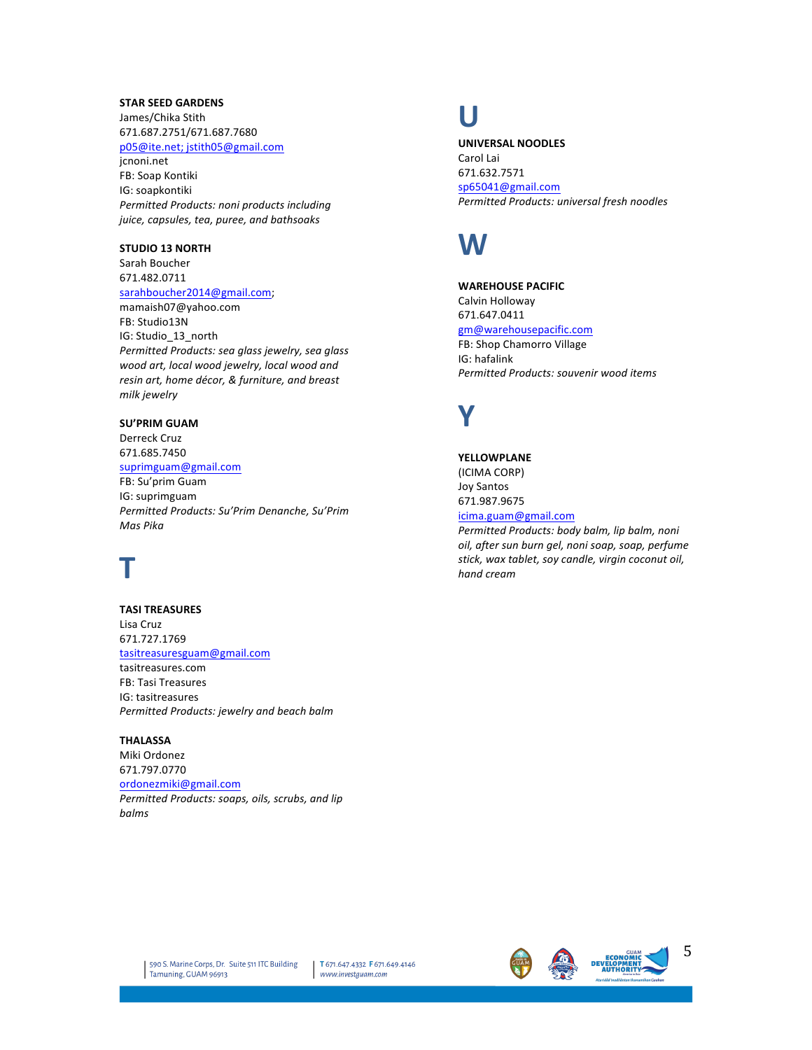**STAR SEED GARDENS**
James/Chika Stith
671.687.2751/671.687.7680
p05@ite.net; jstith05@gmail.com
jcnoni.net
FB: Soap Kontiki
IG: soapkontiki
*Permitted Products: noni products including juice, capsules, tea, puree, and bathsoaks*

**STUDIO 13 NORTH**
Sarah Boucher
671.482.0711
sarahboucher2014@gmail.com;
mamaish07@yahoo.com
FB: Studio13N
IG: Studio_13_north
*Permitted Products: sea glass jewelry, sea glass wood art, local wood jewelry, local wood and resin art, home décor, & furniture, and breast milk jewelry*

**SU'PRIM GUAM**
Derreck Cruz
671.685.7450
suprimguam@gmail.com
FB: Su'prim Guam
IG: suprimguam
*Permitted Products: Su'Prim Denanche, Su'Prim Mas Pika*

# T

**TASI TREASURES**
Lisa Cruz
671.727.1769
tasitreasuresguam@gmail.com
tasitreasures.com
FB: Tasi Treasures
IG: tasitreasures
*Permitted Products: jewelry and beach balm*

**THALASSA**
Miki Ordonez
671.797.0770
ordonezmiki@gmail.com
*Permitted Products: soaps, oils, scrubs, and lip balms*

# U

**UNIVERSAL NOODLES**
Carol Lai
671.632.7571
sp65041@gmail.com
*Permitted Products: universal fresh noodles*

# W

**WAREHOUSE PACIFIC**
Calvin Holloway
671.647.0411
gm@warehousepacific.com
FB: Shop Chamorro Village
IG: hafalink
*Permitted Products: souvenir wood items*

# Y

**YELLOWPLANE**
(ICIMA CORP)
Joy Santos
671.987.9675
icima.guam@gmail.com
*Permitted Products: body balm, lip balm, noni oil, after sun burn gel, noni soap, soap, perfume stick, wax tablet, soy candle, virgin coconut oil, hand cream*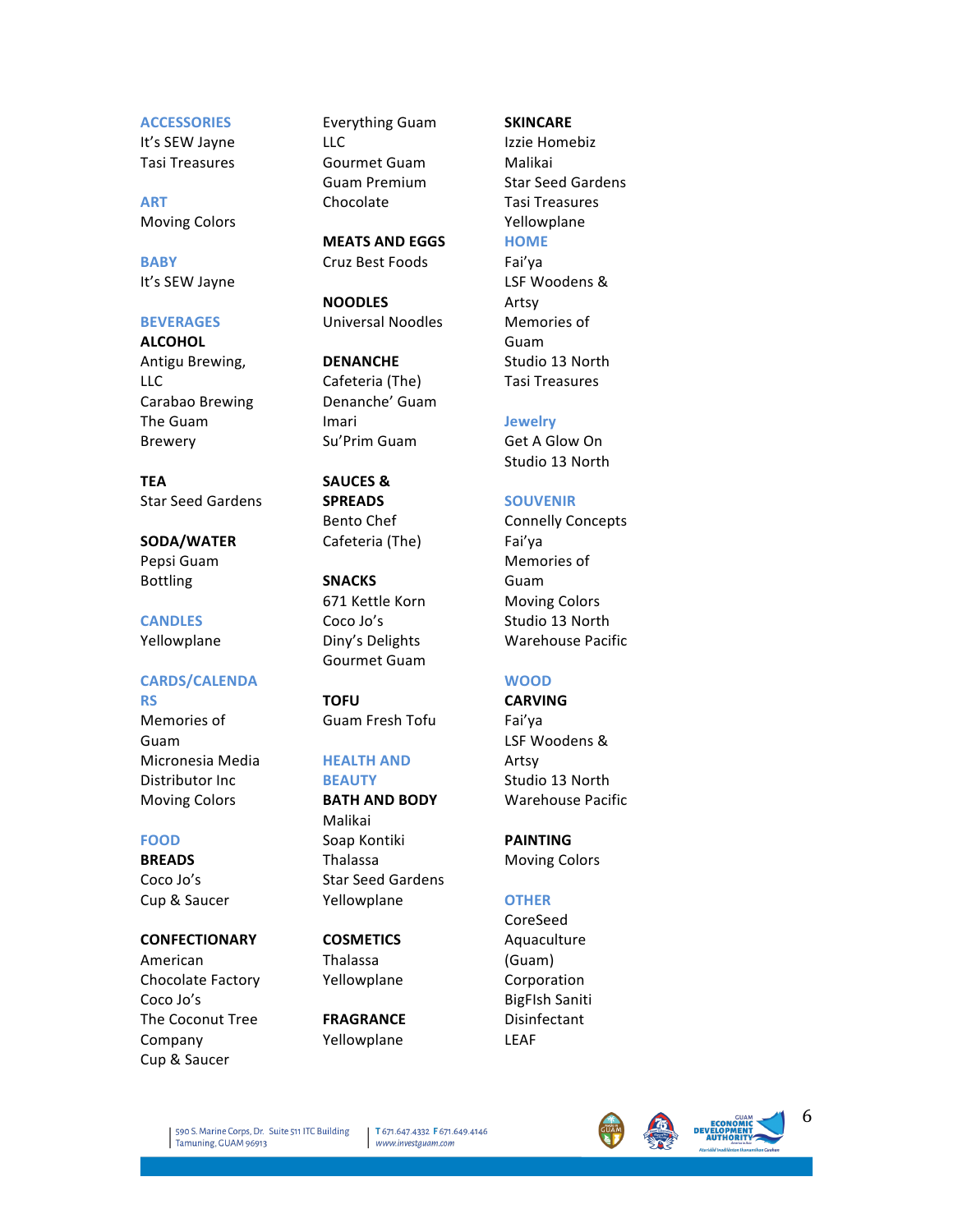## ACCESSORIES

It's SEW Jayne
Tasi Treasures

## ART

Moving Colors

## BABY

It's SEW Jayne

## BEVERAGES

### ALCOHOL

Antigu Brewing, LLC
Carabao Brewing
The Guam Brewery

### TEA

Star Seed Gardens

### SODA/WATER

Pepsi Guam Bottling

## CANDLES

Yellowplane

## CARDS/CALENDARS

Memories of Guam
Micronesia Media Distributor Inc
Moving Colors

## FOOD

### BREADS

Coco Jo's
Cup & Saucer

### CONFECTIONARY

American Chocolate Factory
Coco Jo's
The Coconut Tree Company
Cup & Saucer
Everything Guam LLC
Gourmet Guam
Guam Premium Chocolate

### MEATS AND EGGS

Cruz Best Foods

### NOODLES

Universal Noodles

### DENANCHE

Cafeteria (The)
Denanche' Guam
Imari
Su'Prim Guam

### SAUCES & SPREADS

Bento Chef
Cafeteria (The)

### SNACKS

671 Kettle Korn
Coco Jo's
Diny's Delights
Gourmet Guam

### TOFU

Guam Fresh Tofu

## HEALTH AND BEAUTY

### BATH AND BODY

Malikai
Soap Kontiki
Thalassa
Star Seed Gardens
Yellowplane

### COSMETICS

Thalassa
Yellowplane

### FRAGRANCE

Yellowplane

### SKINCARE

Izzie Homebiz
Malikai
Star Seed Gardens
Tasi Treasures
Yellowplane

## HOME

Fai'ya
LSF Woodens & Artsy
Memories of Guam
Studio 13 North
Tasi Treasures

## Jewelry

Get A Glow On
Studio 13 North

## SOUVENIR

Connelly Concepts
Fai'ya
Memories of Guam
Moving Colors
Studio 13 North
Warehouse Pacific

## WOOD

### CARVING

Fai'ya
LSF Woodens & Artsy
Studio 13 North
Warehouse Pacific

### PAINTING

Moving Colors

## OTHER

CoreSeed Aquaculture (Guam) Corporation
BigFIsh Saniti Disinfectant
LEAF

590 S. Marine Corps, Dr. Suite 511 ITC Building
Tamuning, GUAM 96913

T 671.647.4332 F 671.649.4146
www.investguam.com